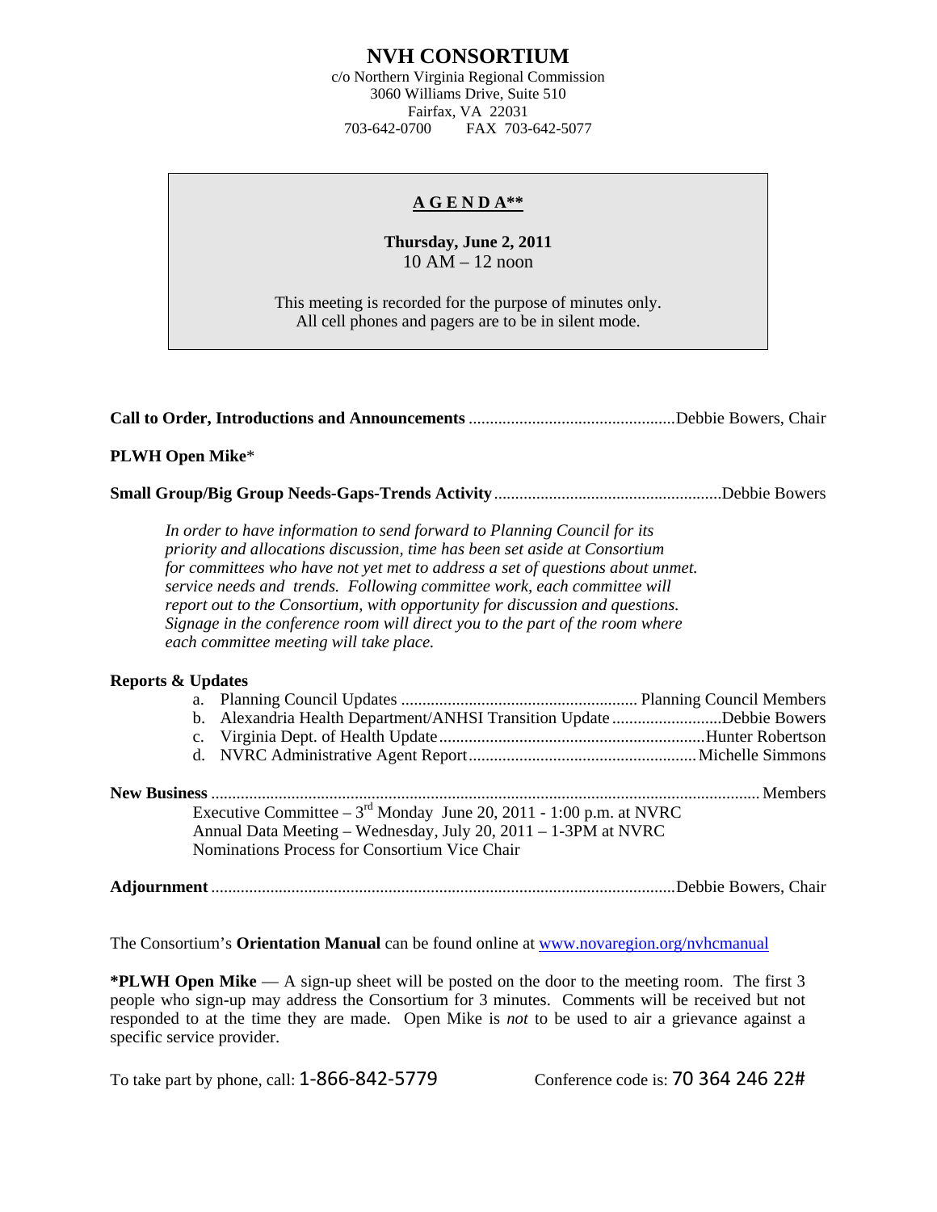# NVH CONSORTIUM

c/o Northern Virginia Regional Commission
3060 Williams Drive, Suite 510
Fairfax, VA 22031
703-642-0700 FAX 703-642-5077

## AGENDA**

**Thursday, June 2, 2011**
10 AM – 12 noon

This meeting is recorded for the purpose of minutes only.
All cell phones and pagers are to be in silent mode.

**Call to Order, Introductions and Announcements** ................................................ Debbie Bowers, Chair

**PLWH Open Mike***

**Small Group/Big Group Needs-Gaps-Trends Activity** ...................................................... Debbie Bowers

*In order to have information to send forward to Planning Council for its priority and allocations discussion, time has been set aside at Consortium for committees who have not yet met to address a set of questions about unmet. service needs and trends. Following committee work, each committee will report out to the Consortium, with opportunity for discussion and questions. Signage in the conference room will direct you to the part of the room where each committee meeting will take place.*

**Reports & Updates**

a. Planning Council Updates ........................................................ Planning Council Members
b. Alexandria Health Department/ANHSI Transition Update .......................... Debbie Bowers
c. Virginia Dept. of Health Update ............................................................... Hunter Robertson
d. NVRC Administrative Agent Report ..................................................... Michelle Simmons

**New Business** ................................................................................................................ Members

Executive Committee – 3rd Monday June 20, 2011 - 1:00 p.m. at NVRC
Annual Data Meeting – Wednesday, July 20, 2011 – 1-3PM at NVRC
Nominations Process for Consortium Vice Chair

**Adjournment** ............................................................................................................ Debbie Bowers, Chair

The Consortium's **Orientation Manual** can be found online at www.novaregion.org/nvhcmanual

***PLWH Open Mike** — A sign-up sheet will be posted on the door to the meeting room. The first 3 people who sign-up may address the Consortium for 3 minutes. Comments will be received but not responded to at the time they are made. Open Mike is *not* to be used to air a grievance against a specific service provider.

To take part by phone, call: 1-866-842-5779 Conference code is: 70 364 246 22#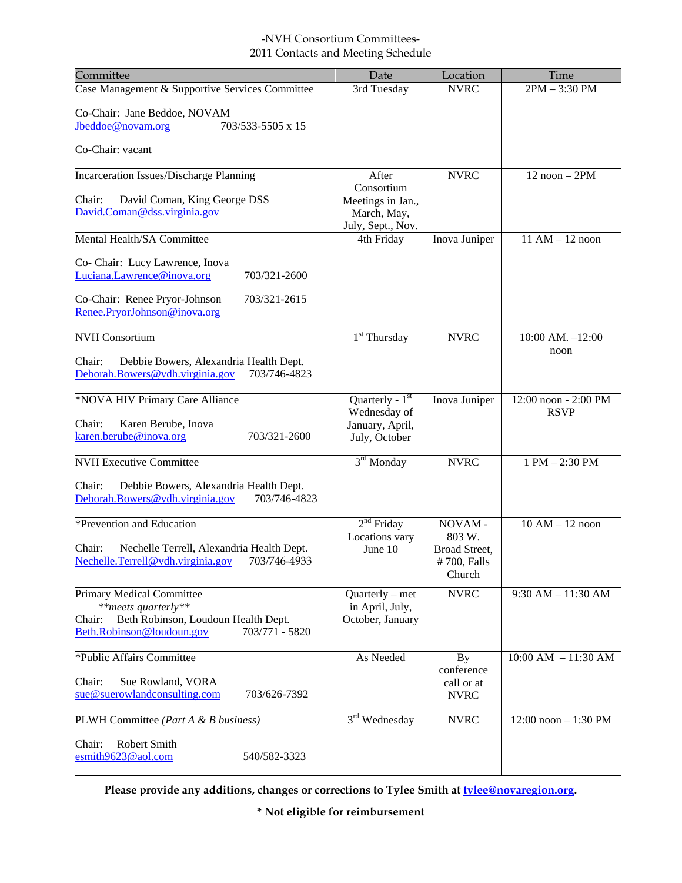-NVH Consortium Committees-
2011 Contacts and Meeting Schedule

| Committee | Date | Location | Time |
|---|---|---|---|
| Case Management & Supportive Services Committee<br><br>Co-Chair: Jane Beddoe, NOVAM<br>Jbeddoe@novam.org 703/533-5505 x 15<br><br>Co-Chair: vacant | 3rd Tuesday | NVRC | 2PM – 3:30 PM |
| Incarceration Issues/Discharge Planning<br><br>Chair: David Coman, King George DSS<br>David.Coman@dss.virginia.gov | After Consortium Meetings in Jan., March, May, July, Sept., Nov. | NVRC | 12 noon – 2PM |
| Mental Health/SA Committee<br><br>Co- Chair: Lucy Lawrence, Inova<br>Luciana.Lawrence@inova.org 703/321-2600<br><br>Co-Chair: Renee Pryor-Johnson 703/321-2615<br>Renee.PryorJohnson@inova.org | 4th Friday | Inova Juniper | 11 AM – 12 noon |
| NVH Consortium<br><br>Chair: Debbie Bowers, Alexandria Health Dept.<br>Deborah.Bowers@vdh.virginia.gov 703/746-4823 | 1st Thursday | NVRC | 10:00 AM. –12:00 noon |
| *NOVA HIV Primary Care Alliance<br><br>Chair: Karen Berube, Inova<br>karen.berube@inova.org 703/321-2600 | Quarterly - 1st Wednesday of January, April, July, October | Inova Juniper | 12:00 noon - 2:00 PM RSVP |
| NVH Executive Committee<br><br>Chair: Debbie Bowers, Alexandria Health Dept.<br>Deborah.Bowers@vdh.virginia.gov 703/746-4823 | 3rd Monday | NVRC | 1 PM – 2:30 PM |
| *Prevention and Education<br><br>Chair: Nechelle Terrell, Alexandria Health Dept.<br>Nechelle.Terrell@vdh.virginia.gov 703/746-4933 | 2nd Friday<br>Locations vary<br>June 10 | NOVAM - 803 W. Broad Street, # 700, Falls Church | 10 AM – 12 noon |
| Primary Medical Committee<br>*\*\*meets quarterly\*\**<br>Chair: Beth Robinson, Loudoun Health Dept.<br>Beth.Robinson@loudoun.gov 703/771 - 5820 | Quarterly – met in April, July, October, January | NVRC | 9:30 AM – 11:30 AM |
| *Public Affairs Committee<br><br>Chair: Sue Rowland, VORA<br>sue@suerowlandconsulting.com 703/626-7392 | As Needed | By conference call or at NVRC | 10:00 AM – 11:30 AM |
| PLWH Committee *(Part A & B business)*<br><br>Chair: Robert Smith<br>esmith9623@aol.com 540/582-3323 | 3rd Wednesday | NVRC | 12:00 noon – 1:30 PM |

**Please provide any additions, changes or corrections to Tylee Smith at tylee@novaregion.org.**

**\* Not eligible for reimbursement**